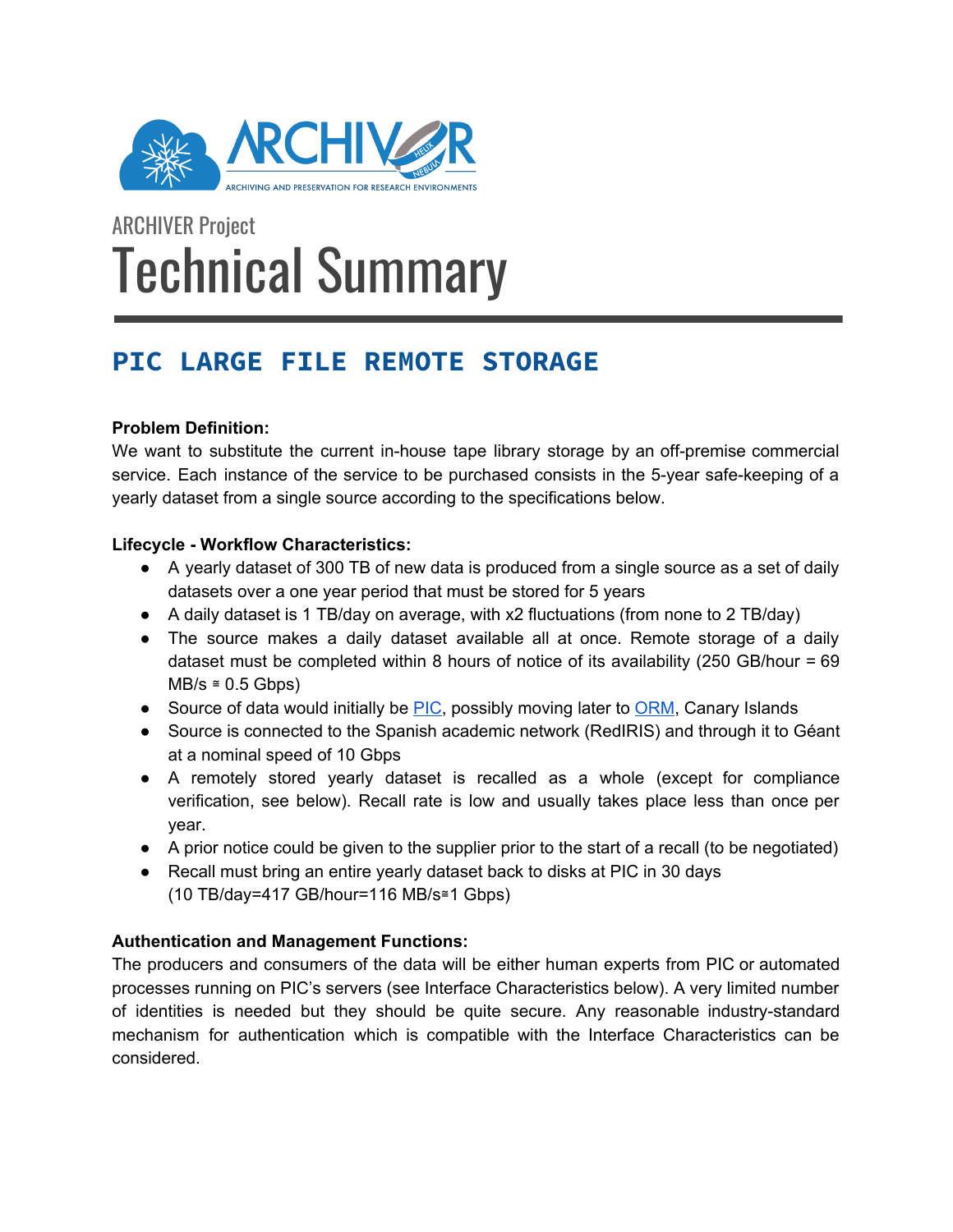ARCHIVER Project

# Technical Summary

## PIC LARGE FILE REMOTE STORAGE

**Problem Definition:**

We want to substitute the current in-house tape library storage by an off-premise commercial service. Each instance of the service to be purchased consists in the 5-year safe-keeping of a yearly dataset from a single source according to the specifications below.

**Lifecycle - Workflow Characteristics:**

- A yearly dataset of 300 TB of new data is produced from a single source as a set of daily datasets over a one year period that must be stored for 5 years
- A daily dataset is 1 TB/day on average, with x2 fluctuations (from none to 2 TB/day)
- The source makes a daily dataset available all at once. Remote storage of a daily dataset must be completed within 8 hours of notice of its availability (250 GB/hour = 69 MB/s ≅ 0.5 Gbps)
- Source of data would initially be PIC, possibly moving later to ORM, Canary Islands
- Source is connected to the Spanish academic network (RedIRIS) and through it to Géant at a nominal speed of 10 Gbps
- A remotely stored yearly dataset is recalled as a whole (except for compliance verification, see below). Recall rate is low and usually takes place less than once per year.
- A prior notice could be given to the supplier prior to the start of a recall (to be negotiated)
- Recall must bring an entire yearly dataset back to disks at PIC in 30 days (10 TB/day=417 GB/hour=116 MB/s≅1 Gbps)

**Authentication and Management Functions:**

The producers and consumers of the data will be either human experts from PIC or automated processes running on PIC's servers (see Interface Characteristics below). A very limited number of identities is needed but they should be quite secure. Any reasonable industry-standard mechanism for authentication which is compatible with the Interface Characteristics can be considered.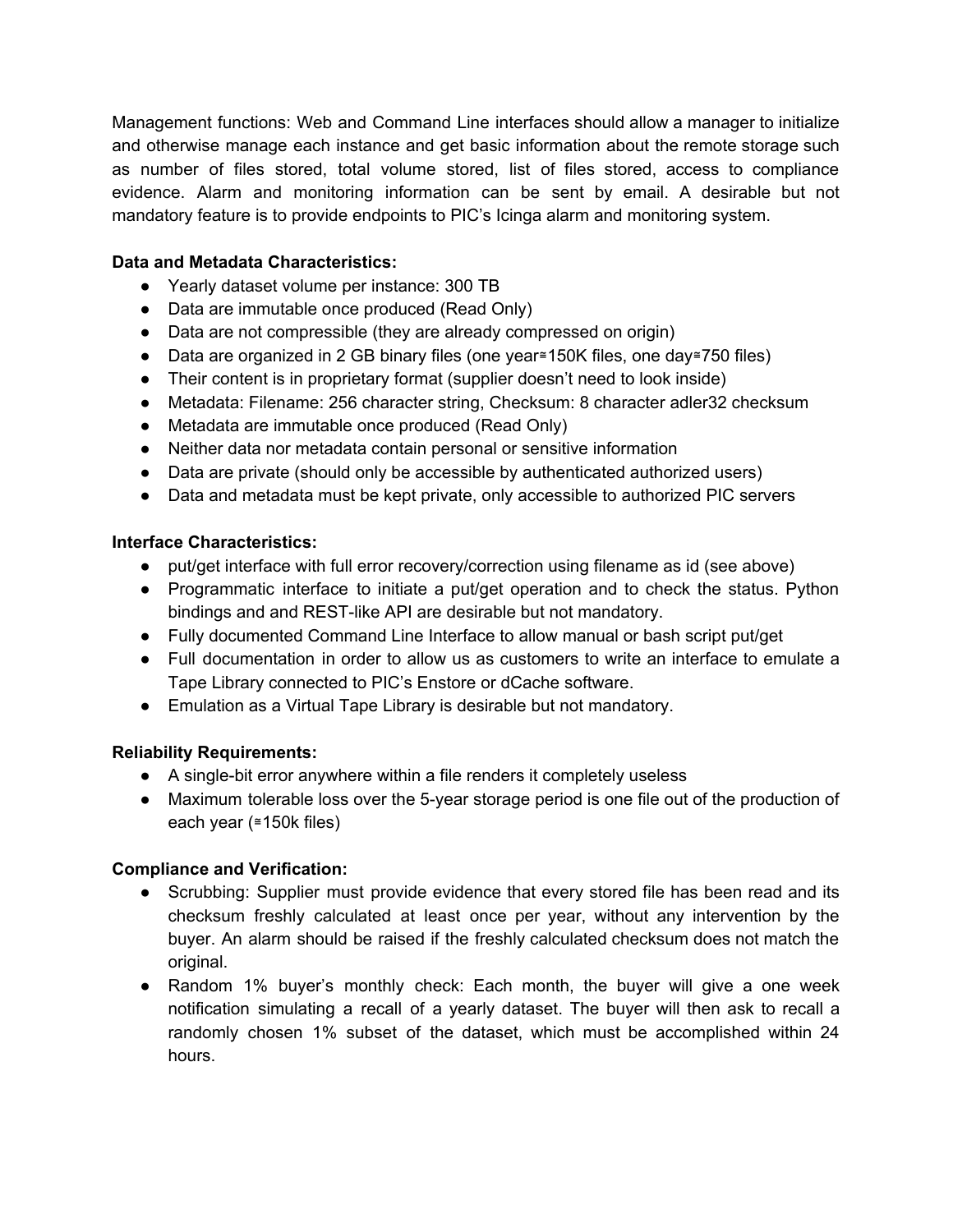Management functions: Web and Command Line interfaces should allow a manager to initialize and otherwise manage each instance and get basic information about the remote storage such as number of files stored, total volume stored, list of files stored, access to compliance evidence. Alarm and monitoring information can be sent by email. A desirable but not mandatory feature is to provide endpoints to PIC's Icinga alarm and monitoring system.

**Data and Metadata Characteristics:**

- Yearly dataset volume per instance: 300 TB
- Data are immutable once produced (Read Only)
- Data are not compressible (they are already compressed on origin)
- Data are organized in 2 GB binary files (one year≅150K files, one day≅750 files)
- Their content is in proprietary format (supplier doesn't need to look inside)
- Metadata: Filename: 256 character string, Checksum: 8 character adler32 checksum
- Metadata are immutable once produced (Read Only)
- Neither data nor metadata contain personal or sensitive information
- Data are private (should only be accessible by authenticated authorized users)
- Data and metadata must be kept private, only accessible to authorized PIC servers

**Interface Characteristics:**

- put/get interface with full error recovery/correction using filename as id (see above)
- Programmatic interface to initiate a put/get operation and to check the status. Python bindings and and REST-like API are desirable but not mandatory.
- Fully documented Command Line Interface to allow manual or bash script put/get
- Full documentation in order to allow us as customers to write an interface to emulate a Tape Library connected to PIC's Enstore or dCache software.
- Emulation as a Virtual Tape Library is desirable but not mandatory.

**Reliability Requirements:**

- A single-bit error anywhere within a file renders it completely useless
- Maximum tolerable loss over the 5-year storage period is one file out of the production of each year (≅150k files)

**Compliance and Verification:**

- Scrubbing: Supplier must provide evidence that every stored file has been read and its checksum freshly calculated at least once per year, without any intervention by the buyer. An alarm should be raised if the freshly calculated checksum does not match the original.
- Random 1% buyer's monthly check: Each month, the buyer will give a one week notification simulating a recall of a yearly dataset. The buyer will then ask to recall a randomly chosen 1% subset of the dataset, which must be accomplished within 24 hours.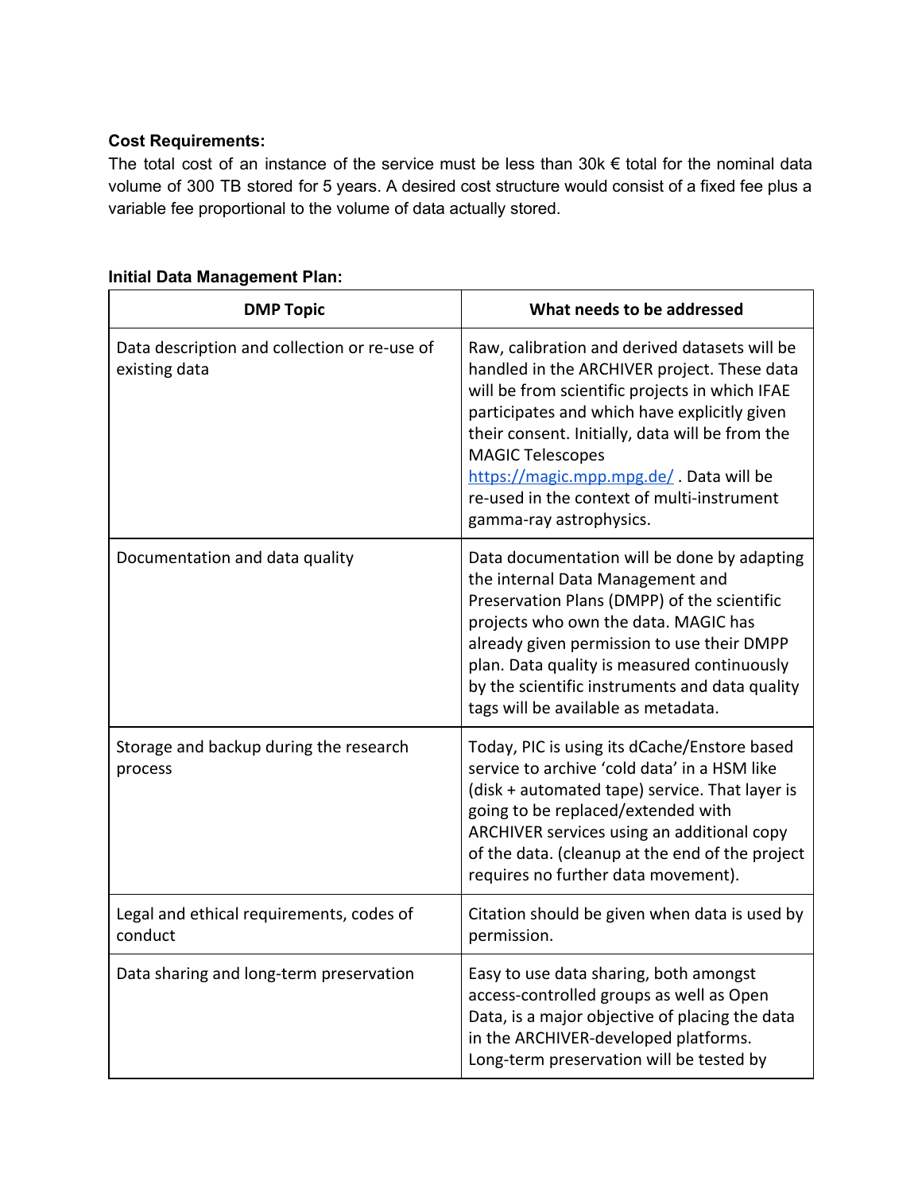**Cost Requirements:**

The total cost of an instance of the service must be less than 30k € total for the nominal data volume of 300 TB stored for 5 years. A desired cost structure would consist of a fixed fee plus a variable fee proportional to the volume of data actually stored.

**Initial Data Management Plan:**

| DMP Topic | What needs to be addressed |
|---|---|
| Data description and collection or re-use of existing data | Raw, calibration and derived datasets will be handled in the ARCHIVER project. These data will be from scientific projects in which IFAE participates and which have explicitly given their consent. Initially, data will be from the MAGIC Telescopes [https://magic.mpp.mpg.de/](https://magic.mpp.mpg.de/) . Data will be re-used in the context of multi-instrument gamma-ray astrophysics. |
| Documentation and data quality | Data documentation will be done by adapting the internal Data Management and Preservation Plans (DMPP) of the scientific projects who own the data. MAGIC has already given permission to use their DMPP plan. Data quality is measured continuously by the scientific instruments and data quality tags will be available as metadata. |
| Storage and backup during the research process | Today, PIC is using its dCache/Enstore based service to archive 'cold data' in a HSM like (disk + automated tape) service. That layer is going to be replaced/extended with ARCHIVER services using an additional copy of the data. (cleanup at the end of the project requires no further data movement). |
| Legal and ethical requirements, codes of conduct | Citation should be given when data is used by permission. |
| Data sharing and long-term preservation | Easy to use data sharing, both amongst access-controlled groups as well as Open Data, is a major objective of placing the data in the ARCHIVER-developed platforms. Long-term preservation will be tested by |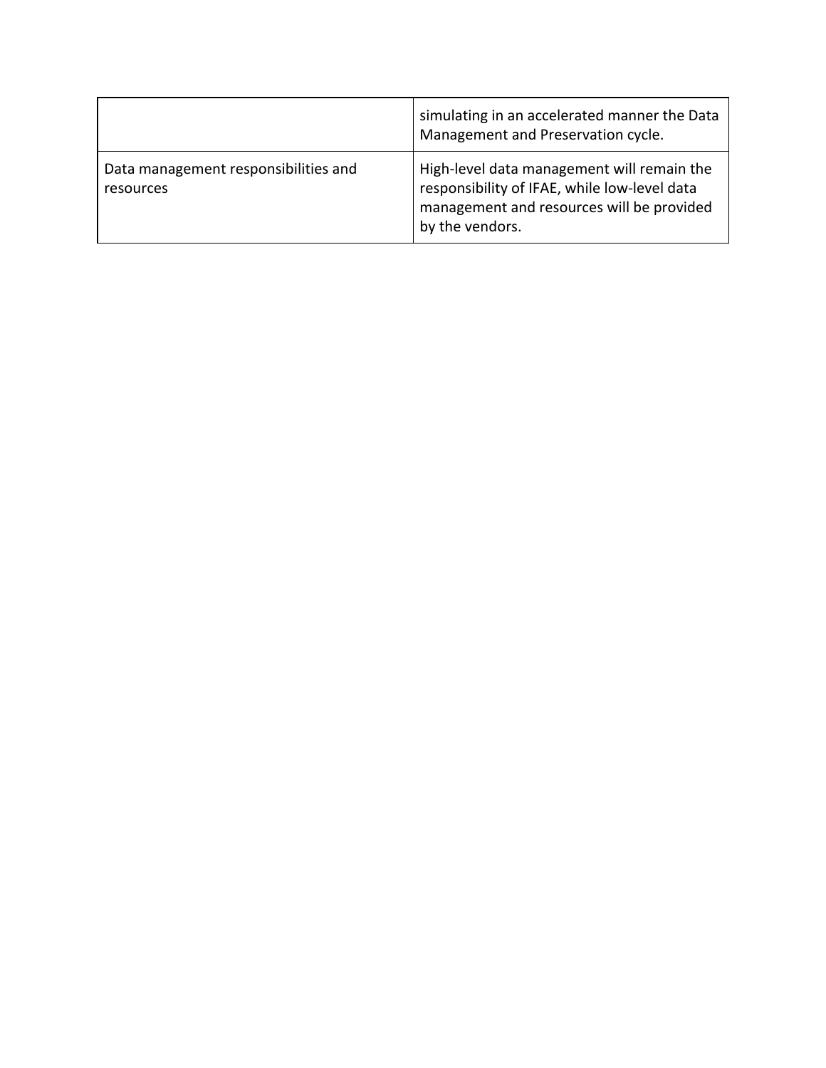| | |
|---|---|
| | simulating in an accelerated manner the Data Management and Preservation cycle. |
| Data management responsibilities and resources | High-level data management will remain the responsibility of IFAE, while low-level data management and resources will be provided by the vendors. |